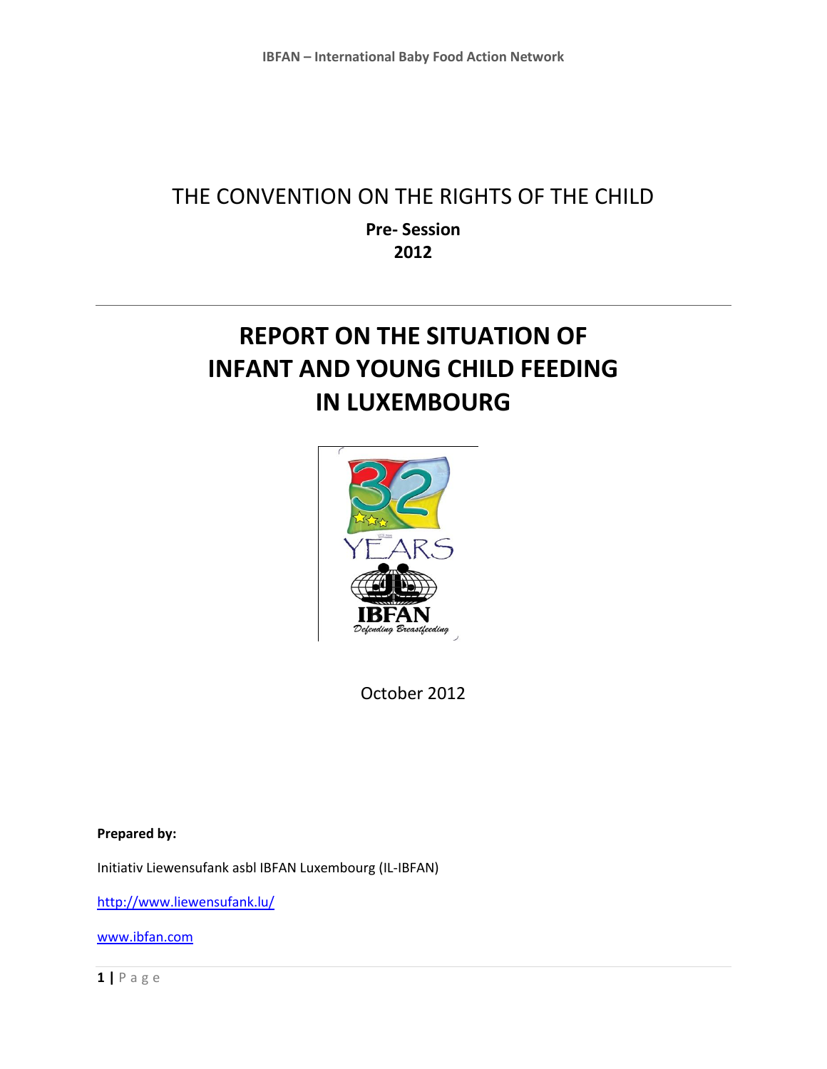THE CONVENTION ON THE RIGHTS OF THE CHILD

**Pre- Session**
**2012**

---

# REPORT ON THE SITUATION OF INFANT AND YOUNG CHILD FEEDING IN LUXEMBOURG

October 2012

**Prepared by:**

Initiativ Liewensufank asbl IBFAN Luxembourg (IL-IBFAN)

http://www.liewensufank.lu/

www.ibfan.com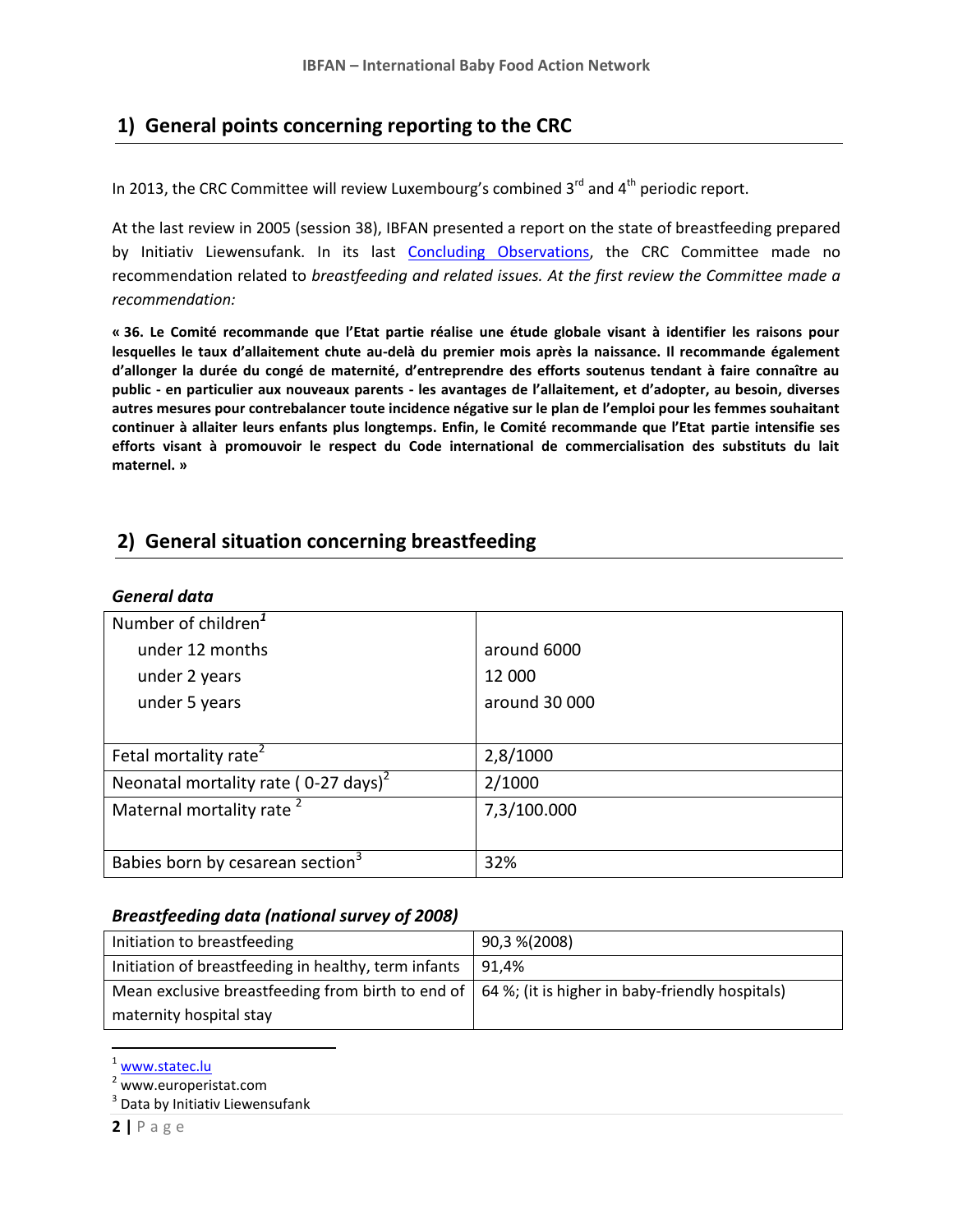## 1) General points concerning reporting to the CRC

In 2013, the CRC Committee will review Luxembourg's combined 3rd and 4th periodic report.

At the last review in 2005 (session 38), IBFAN presented a report on the state of breastfeeding prepared by Initiativ Liewensufank. In its last Concluding Observations, the CRC Committee made no recommendation related to *breastfeeding and related issues. At the first review the Committee made a recommendation:*

**« 36. Le Comité recommande que l'Etat partie réalise une étude globale visant à identifier les raisons pour lesquelles le taux d'allaitement chute au-delà du premier mois après la naissance. Il recommande également d'allonger la durée du congé de maternité, d'entreprendre des efforts soutenus tendant à faire connaître au public - en particulier aux nouveaux parents - les avantages de l'allaitement, et d'adopter, au besoin, diverses autres mesures pour contrebalancer toute incidence négative sur le plan de l'emploi pour les femmes souhaitant continuer à allaiter leurs enfants plus longtemps. Enfin, le Comité recommande que l'Etat partie intensifie ses efforts visant à promouvoir le respect du Code international de commercialisation des substituts du lait maternel. »**

## 2) General situation concerning breastfeeding

### *General data*

| Number of children[1] | |
|---|---|
| under 12 months | around 6000 |
| under 2 years | 12 000 |
| under 5 years | around 30 000 |
| Fetal mortality rate[2] | 2,8/1000 |
| Neonatal mortality rate ( 0-27 days)[2] | 2/1000 |
| Maternal mortality rate [2] | 7,3/100.000 |
| Babies born by cesarean section[3] | 32% |

### *Breastfeeding data (national survey of 2008)*

| Initiation to breastfeeding | 90,3 %(2008) |
|---|---|
| Initiation of breastfeeding in healthy, term infants | 91,4% |
| Mean exclusive breastfeeding from birth to end of maternity hospital stay | 64 %; (it is higher in baby-friendly hospitals) |

[1] www.statec.lu
[2] www.europeristat.com
[3] Data by Initiativ Liewensufank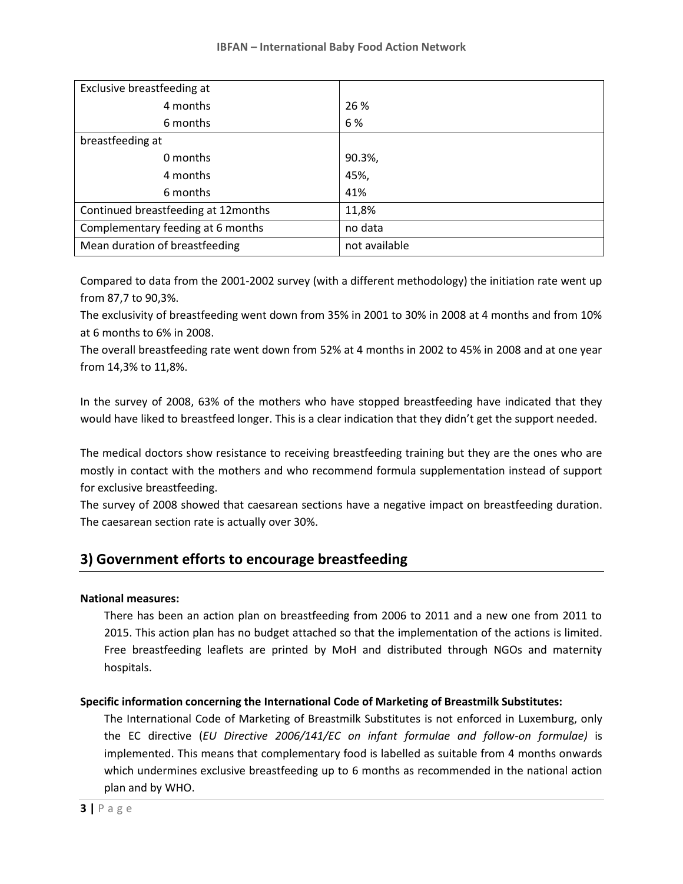| Exclusive breastfeeding at | |
|---|---|
| 4 months | 26 % |
| 6 months | 6 % |
| breastfeeding at | |
| 0 months | 90.3%, |
| 4 months | 45%, |
| 6 months | 41% |
| Continued breastfeeding at 12months | 11,8% |
| Complementary feeding at 6 months | no data |
| Mean duration of breastfeeding | not available |

Compared to data from the 2001-2002 survey (with a different methodology) the initiation rate went up from 87,7 to 90,3%.
The exclusivity of breastfeeding went down from 35% in 2001 to 30% in 2008 at 4 months and from 10% at 6 months to 6% in 2008.
The overall breastfeeding rate went down from 52% at 4 months in 2002 to 45% in 2008 and at one year from 14,3% to 11,8%.

In the survey of 2008, 63% of the mothers who have stopped breastfeeding have indicated that they would have liked to breastfeed longer. This is a clear indication that they didn't get the support needed.

The medical doctors show resistance to receiving breastfeeding training but they are the ones who are mostly in contact with the mothers and who recommend formula supplementation instead of support for exclusive breastfeeding.
The survey of 2008 showed that caesarean sections have a negative impact on breastfeeding duration. The caesarean section rate is actually over 30%.

## 3) Government efforts to encourage breastfeeding

**National measures:**

There has been an action plan on breastfeeding from 2006 to 2011 and a new one from 2011 to 2015. This action plan has no budget attached so that the implementation of the actions is limited. Free breastfeeding leaflets are printed by MoH and distributed through NGOs and maternity hospitals.

**Specific information concerning the International Code of Marketing of Breastmilk Substitutes:**

The International Code of Marketing of Breastmilk Substitutes is not enforced in Luxemburg, only the EC directive (*EU Directive 2006/141/EC on infant formulae and follow-on formulae)* is implemented. This means that complementary food is labelled as suitable from 4 months onwards which undermines exclusive breastfeeding up to 6 months as recommended in the national action plan and by WHO.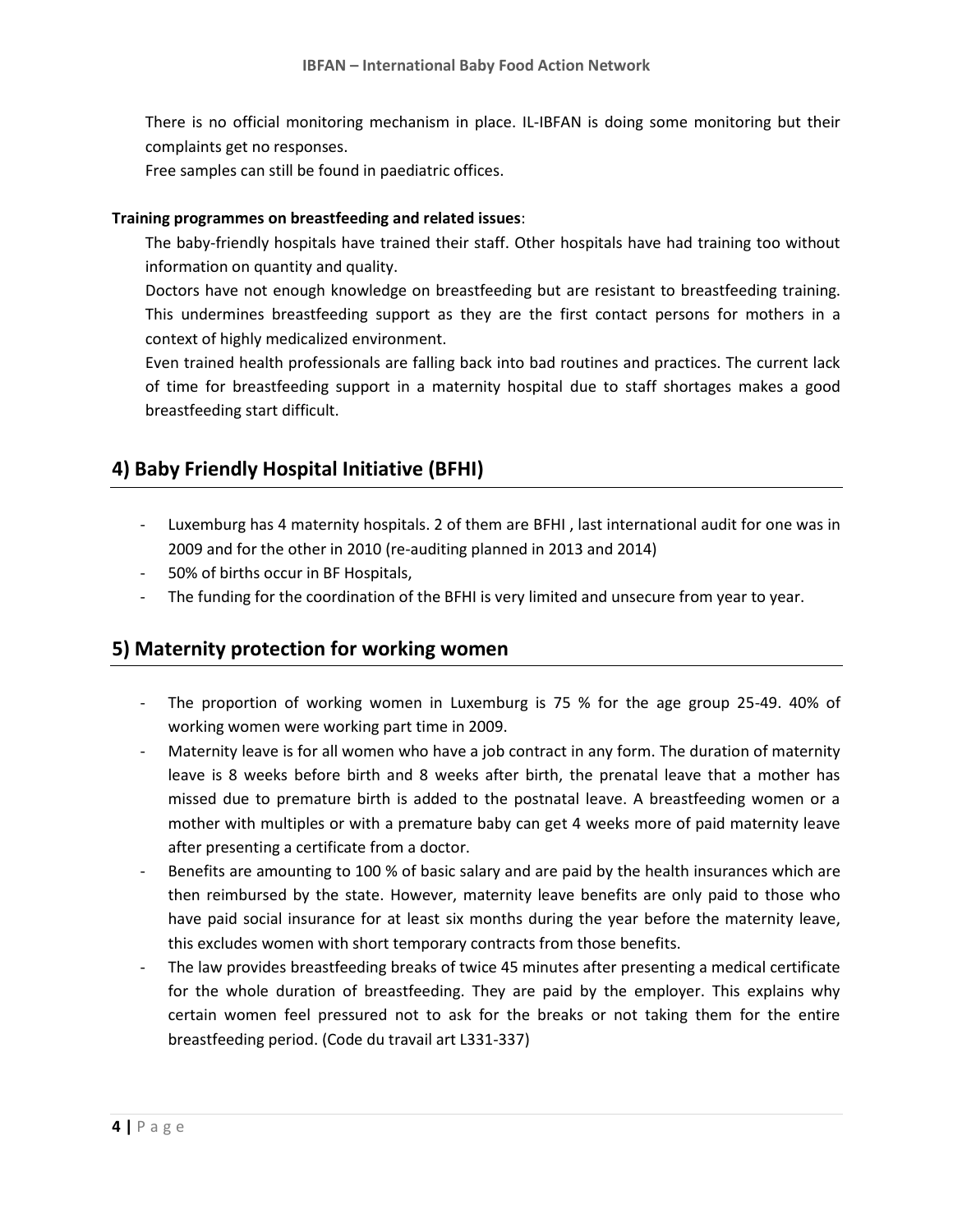There is no official monitoring mechanism in place. IL-IBFAN is doing some monitoring but their complaints get no responses.

Free samples can still be found in paediatric offices.

**Training programmes on breastfeeding and related issues**:

The baby-friendly hospitals have trained their staff. Other hospitals have had training too without information on quantity and quality.

Doctors have not enough knowledge on breastfeeding but are resistant to breastfeeding training. This undermines breastfeeding support as they are the first contact persons for mothers in a context of highly medicalized environment.

Even trained health professionals are falling back into bad routines and practices. The current lack of time for breastfeeding support in a maternity hospital due to staff shortages makes a good breastfeeding start difficult.

## 4) Baby Friendly Hospital Initiative (BFHI)

- Luxemburg has 4 maternity hospitals. 2 of them are BFHI , last international audit for one was in 2009 and for the other in 2010 (re-auditing planned in 2013 and 2014)
- 50% of births occur in BF Hospitals,
- The funding for the coordination of the BFHI is very limited and unsecure from year to year.

## 5) Maternity protection for working women

- The proportion of working women in Luxemburg is 75 % for the age group 25-49. 40% of working women were working part time in 2009.
- Maternity leave is for all women who have a job contract in any form. The duration of maternity leave is 8 weeks before birth and 8 weeks after birth, the prenatal leave that a mother has missed due to premature birth is added to the postnatal leave. A breastfeeding women or a mother with multiples or with a premature baby can get 4 weeks more of paid maternity leave after presenting a certificate from a doctor.
- Benefits are amounting to 100 % of basic salary and are paid by the health insurances which are then reimbursed by the state. However, maternity leave benefits are only paid to those who have paid social insurance for at least six months during the year before the maternity leave, this excludes women with short temporary contracts from those benefits.
- The law provides breastfeeding breaks of twice 45 minutes after presenting a medical certificate for the whole duration of breastfeeding. They are paid by the employer. This explains why certain women feel pressured not to ask for the breaks or not taking them for the entire breastfeeding period. (Code du travail art L331-337)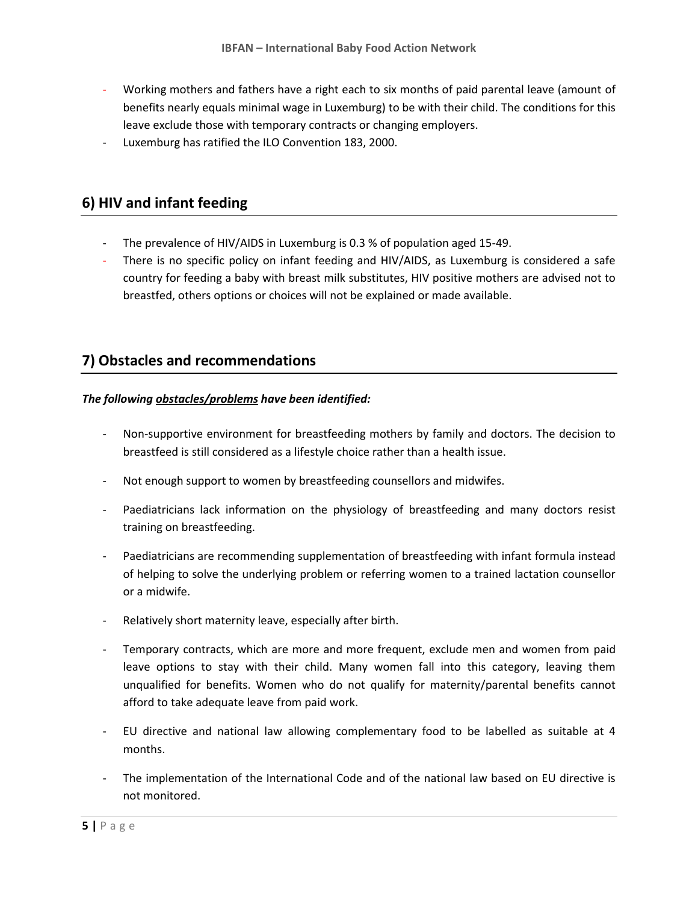- Working mothers and fathers have a right each to six months of paid parental leave (amount of benefits nearly equals minimal wage in Luxemburg) to be with their child. The conditions for this leave exclude those with temporary contracts or changing employers.
- Luxemburg has ratified the ILO Convention 183, 2000.

## 6) HIV and infant feeding

- The prevalence of HIV/AIDS in Luxemburg is 0.3 % of population aged 15-49.
- There is no specific policy on infant feeding and HIV/AIDS, as Luxemburg is considered a safe country for feeding a baby with breast milk substitutes, HIV positive mothers are advised not to breastfed, others options or choices will not be explained or made available.

## 7) Obstacles and recommendations

***The following <u>obstacles/problems</u> have been identified:***

- Non-supportive environment for breastfeeding mothers by family and doctors. The decision to breastfeed is still considered as a lifestyle choice rather than a health issue.
- Not enough support to women by breastfeeding counsellors and midwifes.
- Paediatricians lack information on the physiology of breastfeeding and many doctors resist training on breastfeeding.
- Paediatricians are recommending supplementation of breastfeeding with infant formula instead of helping to solve the underlying problem or referring women to a trained lactation counsellor or a midwife.
- Relatively short maternity leave, especially after birth.
- Temporary contracts, which are more and more frequent, exclude men and women from paid leave options to stay with their child. Many women fall into this category, leaving them unqualified for benefits. Women who do not qualify for maternity/parental benefits cannot afford to take adequate leave from paid work.
- EU directive and national law allowing complementary food to be labelled as suitable at 4 months.
- The implementation of the International Code and of the national law based on EU directive is not monitored.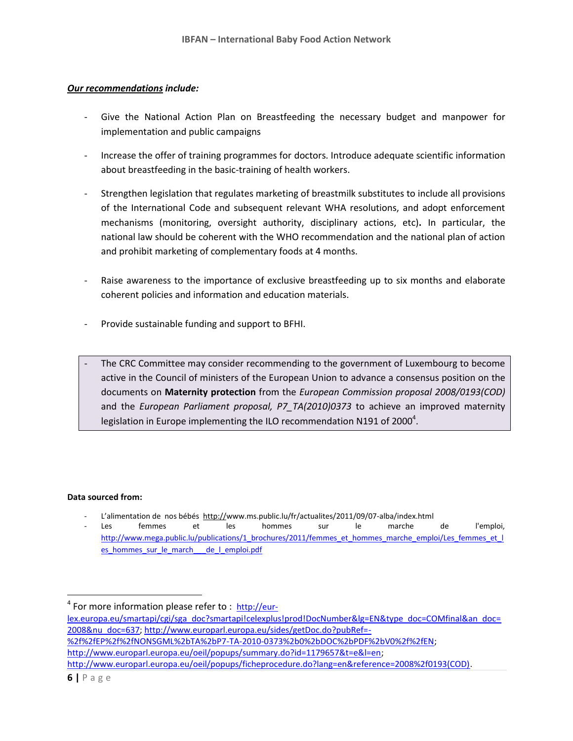***Our recommendations* include:**

- Give the National Action Plan on Breastfeeding the necessary budget and manpower for implementation and public campaigns

- Increase the offer of training programmes for doctors. Introduce adequate scientific information about breastfeeding in the basic-training of health workers.

- Strengthen legislation that regulates marketing of breastmilk substitutes to include all provisions of the International Code and subsequent relevant WHA resolutions, and adopt enforcement mechanisms (monitoring, oversight authority, disciplinary actions, etc)**.** In particular, the national law should be coherent with the WHO recommendation and the national plan of action and prohibit marketing of complementary foods at 4 months.

- Raise awareness to the importance of exclusive breastfeeding up to six months and elaborate coherent policies and information and education materials.

- Provide sustainable funding and support to BFHI.

- The CRC Committee may consider recommending to the government of Luxembourg to become active in the Council of ministers of the European Union to advance a consensus position on the documents on **Maternity protection** from the *European Commission proposal 2008/0193(COD)* and the *European Parliament proposal, P7_TA(2010)0373* to achieve an improved maternity legislation in Europe implementing the ILO recommendation N191 of 2000[4].

**Data sourced from:**

- L'alimentation de nos bébés http://www.ms.public.lu/fr/actualites/2011/09/07-alba/index.html
- Les femmes et les hommes sur le marche de l'emploi, http://www.mega.public.lu/publications/1_brochures/2011/femmes_et_hommes_marche_emploi/Les_femmes_et_les_hommes_sur_le_march___de_l_emploi.pdf

[4] For more information please refer to : http://eur-lex.europa.eu/smartapi/cgi/sga_doc?smartapi!celexplus!prod!DocNumber&lg=EN&type_doc=COMfinal&an_doc=2008&nu_doc=637; http://www.europarl.europa.eu/sides/getDoc.do?pubRef=-%2f%2fEP%2f%2fNONSGML%2bTA%2bP7-TA-2010-0373%2b0%2bDOC%2bPDF%2bV0%2f%2fEN; http://www.europarl.europa.eu/oeil/popups/summary.do?id=1179657&t=e&l=en; http://www.europarl.europa.eu/oeil/popups/ficheprocedure.do?lang=en&reference=2008%2f0193(COD).